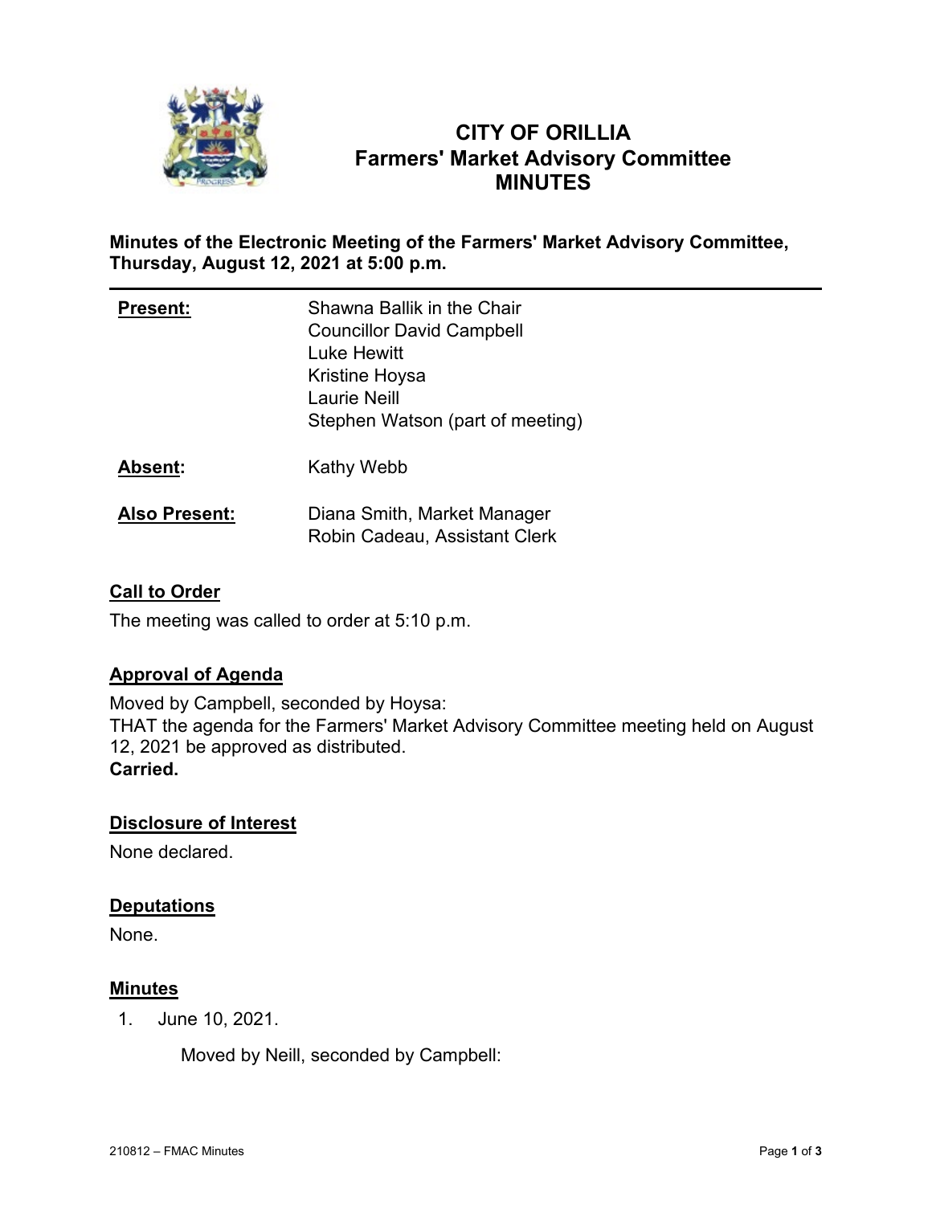# CITY OF ORILLIA
## Farmers' Market Advisory Committee
## MINUTES

**Minutes of the Electronic Meeting of the Farmers' Market Advisory Committee, Thursday, August 12, 2021 at 5:00 p.m.**

---

| | |
|---|---|
| **Present:** | Shawna Ballik in the Chair<br>Councillor David Campbell<br>Luke Hewitt<br>Kristine Hoysa<br>Laurie Neill<br>Stephen Watson (part of meeting) |
| **Absent:** | Kathy Webb |
| **Also Present:** | Diana Smith, Market Manager<br>Robin Cadeau, Assistant Clerk |

### Call to Order

The meeting was called to order at 5:10 p.m.

### Approval of Agenda

Moved by Campbell, seconded by Hoysa:
THAT the agenda for the Farmers' Market Advisory Committee meeting held on August 12, 2021 be approved as distributed.
**Carried.**

### Disclosure of Interest

None declared.

### Deputations

None.

### Minutes

1. June 10, 2021.

   Moved by Neill, seconded by Campbell: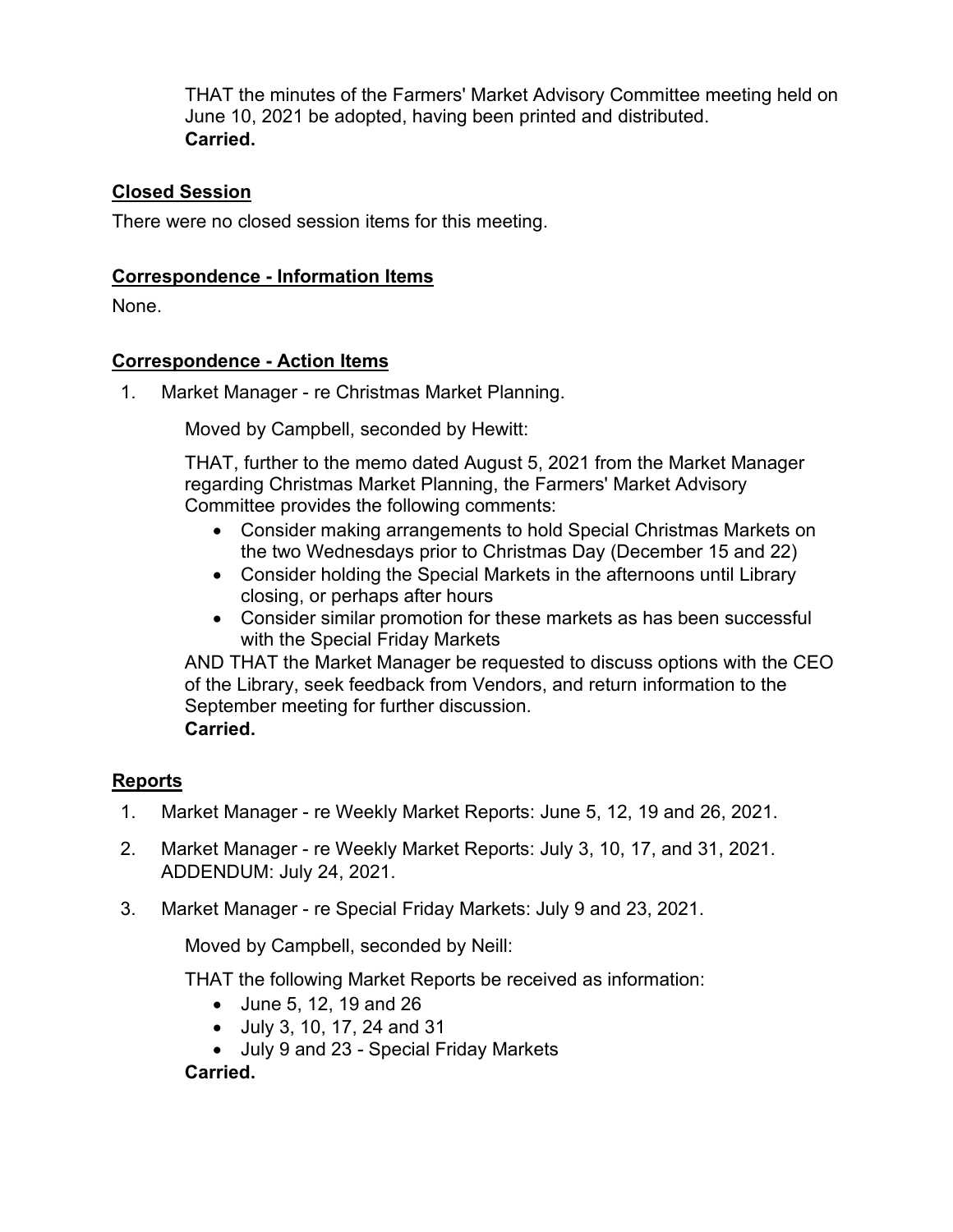THAT the minutes of the Farmers' Market Advisory Committee meeting held on June 10, 2021 be adopted, having been printed and distributed.
**Carried.**

## Closed Session

There were no closed session items for this meeting.

## Correspondence - Information Items

None.

## Correspondence - Action Items

1. Market Manager - re Christmas Market Planning.

   Moved by Campbell, seconded by Hewitt:

   THAT, further to the memo dated August 5, 2021 from the Market Manager regarding Christmas Market Planning, the Farmers' Market Advisory Committee provides the following comments:

   - Consider making arrangements to hold Special Christmas Markets on the two Wednesdays prior to Christmas Day (December 15 and 22)
   - Consider holding the Special Markets in the afternoons until Library closing, or perhaps after hours
   - Consider similar promotion for these markets as has been successful with the Special Friday Markets

   AND THAT the Market Manager be requested to discuss options with the CEO of the Library, seek feedback from Vendors, and return information to the September meeting for further discussion.
   **Carried.**

## Reports

1. Market Manager - re Weekly Market Reports: June 5, 12, 19 and 26, 2021.
2. Market Manager - re Weekly Market Reports: July 3, 10, 17, and 31, 2021. ADDENDUM: July 24, 2021.
3. Market Manager - re Special Friday Markets: July 9 and 23, 2021.

   Moved by Campbell, seconded by Neill:

   THAT the following Market Reports be received as information:

   - June 5, 12, 19 and 26
   - July 3, 10, 17, 24 and 31
   - July 9 and 23 - Special Friday Markets

   **Carried.**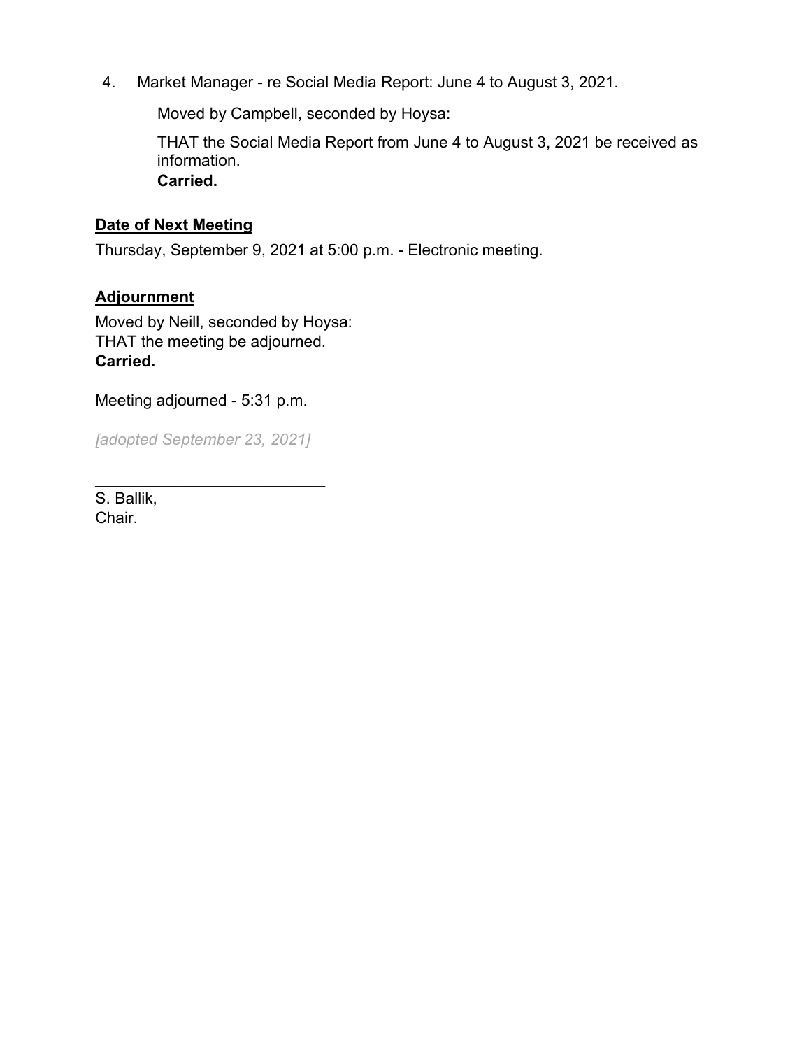4. Market Manager - re Social Media Report: June 4 to August 3, 2021.

   Moved by Campbell, seconded by Hoysa:

   THAT the Social Media Report from June 4 to August 3, 2021 be received as information.
   **Carried.**

**Date of Next Meeting**

Thursday, September 9, 2021 at 5:00 p.m. - Electronic meeting.

**Adjournment**

Moved by Neill, seconded by Hoysa:
THAT the meeting be adjourned.
**Carried.**

Meeting adjourned - 5:31 p.m.

*[adopted September 23, 2021]*

___________________________
S. Ballik,
Chair.